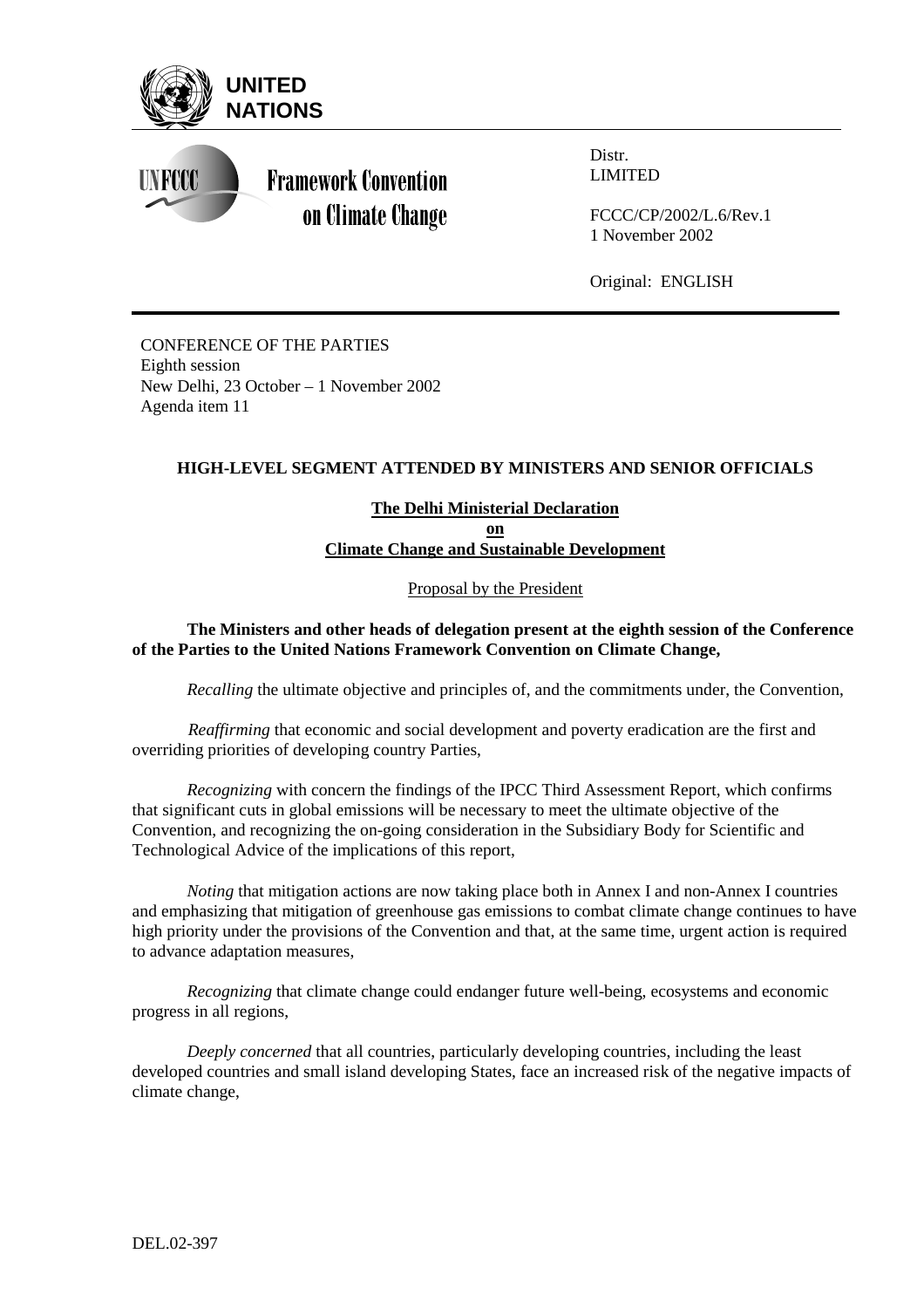UNITED NATIONS

UNFCCC Framework Convention on Climate Change

Distr.
LIMITED

FCCC/CP/2002/L.6/Rev.1
1 November 2002

Original: ENGLISH

CONFERENCE OF THE PARTIES
Eighth session
New Delhi, 23 October – 1 November 2002
Agenda item 11

## HIGH-LEVEL SEGMENT ATTENDED BY MINISTERS AND SENIOR OFFICIALS

### The Delhi Ministerial Declaration on Climate Change and Sustainable Development

Proposal by the President

**The Ministers and other heads of delegation present at the eighth session of the Conference of the Parties to the United Nations Framework Convention on Climate Change,**

*Recalling* the ultimate objective and principles of, and the commitments under, the Convention,

*Reaffirming* that economic and social development and poverty eradication are the first and overriding priorities of developing country Parties,

*Recognizing* with concern the findings of the IPCC Third Assessment Report, which confirms that significant cuts in global emissions will be necessary to meet the ultimate objective of the Convention, and recognizing the on-going consideration in the Subsidiary Body for Scientific and Technological Advice of the implications of this report,

*Noting* that mitigation actions are now taking place both in Annex I and non-Annex I countries and emphasizing that mitigation of greenhouse gas emissions to combat climate change continues to have high priority under the provisions of the Convention and that, at the same time, urgent action is required to advance adaptation measures,

*Recognizing* that climate change could endanger future well-being, ecosystems and economic progress in all regions,

*Deeply concerned* that all countries, particularly developing countries, including the least developed countries and small island developing States, face an increased risk of the negative impacts of climate change,

DEL.02-397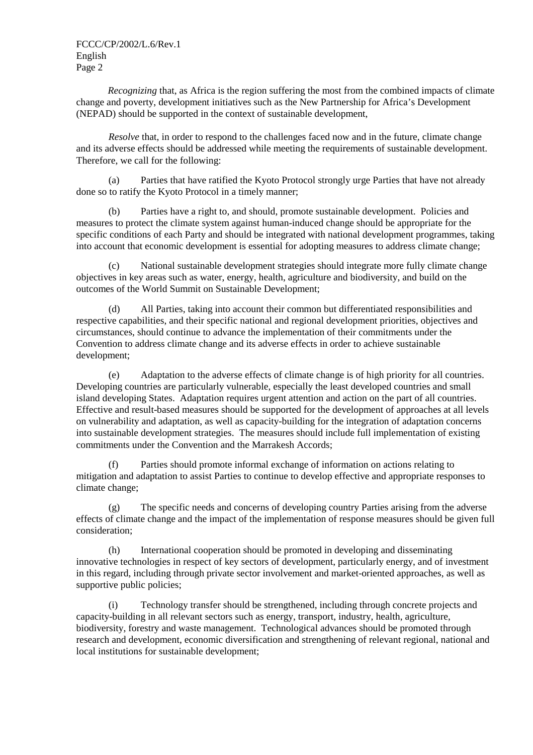*Recognizing* that, as Africa is the region suffering the most from the combined impacts of climate change and poverty, development initiatives such as the New Partnership for Africa's Development (NEPAD) should be supported in the context of sustainable development,

*Resolve* that, in order to respond to the challenges faced now and in the future, climate change and its adverse effects should be addressed while meeting the requirements of sustainable development. Therefore, we call for the following:

(a) Parties that have ratified the Kyoto Protocol strongly urge Parties that have not already done so to ratify the Kyoto Protocol in a timely manner;

(b) Parties have a right to, and should, promote sustainable development. Policies and measures to protect the climate system against human-induced change should be appropriate for the specific conditions of each Party and should be integrated with national development programmes, taking into account that economic development is essential for adopting measures to address climate change;

(c) National sustainable development strategies should integrate more fully climate change objectives in key areas such as water, energy, health, agriculture and biodiversity, and build on the outcomes of the World Summit on Sustainable Development;

(d) All Parties, taking into account their common but differentiated responsibilities and respective capabilities, and their specific national and regional development priorities, objectives and circumstances, should continue to advance the implementation of their commitments under the Convention to address climate change and its adverse effects in order to achieve sustainable development;

(e) Adaptation to the adverse effects of climate change is of high priority for all countries. Developing countries are particularly vulnerable, especially the least developed countries and small island developing States. Adaptation requires urgent attention and action on the part of all countries. Effective and result-based measures should be supported for the development of approaches at all levels on vulnerability and adaptation, as well as capacity-building for the integration of adaptation concerns into sustainable development strategies. The measures should include full implementation of existing commitments under the Convention and the Marrakesh Accords;

(f) Parties should promote informal exchange of information on actions relating to mitigation and adaptation to assist Parties to continue to develop effective and appropriate responses to climate change;

(g) The specific needs and concerns of developing country Parties arising from the adverse effects of climate change and the impact of the implementation of response measures should be given full consideration;

(h) International cooperation should be promoted in developing and disseminating innovative technologies in respect of key sectors of development, particularly energy, and of investment in this regard, including through private sector involvement and market-oriented approaches, as well as supportive public policies;

(i) Technology transfer should be strengthened, including through concrete projects and capacity-building in all relevant sectors such as energy, transport, industry, health, agriculture, biodiversity, forestry and waste management. Technological advances should be promoted through research and development, economic diversification and strengthening of relevant regional, national and local institutions for sustainable development;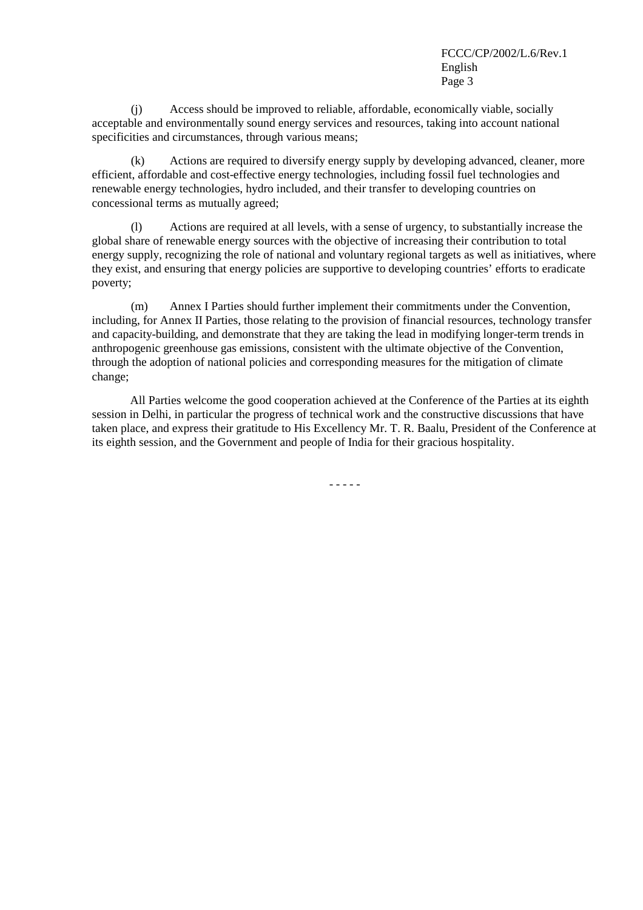(j) Access should be improved to reliable, affordable, economically viable, socially acceptable and environmentally sound energy services and resources, taking into account national specificities and circumstances, through various means;

(k) Actions are required to diversify energy supply by developing advanced, cleaner, more efficient, affordable and cost-effective energy technologies, including fossil fuel technologies and renewable energy technologies, hydro included, and their transfer to developing countries on concessional terms as mutually agreed;

(l) Actions are required at all levels, with a sense of urgency, to substantially increase the global share of renewable energy sources with the objective of increasing their contribution to total energy supply, recognizing the role of national and voluntary regional targets as well as initiatives, where they exist, and ensuring that energy policies are supportive to developing countries' efforts to eradicate poverty;

(m) Annex I Parties should further implement their commitments under the Convention, including, for Annex II Parties, those relating to the provision of financial resources, technology transfer and capacity-building, and demonstrate that they are taking the lead in modifying longer-term trends in anthropogenic greenhouse gas emissions, consistent with the ultimate objective of the Convention, through the adoption of national policies and corresponding measures for the mitigation of climate change;

All Parties welcome the good cooperation achieved at the Conference of the Parties at its eighth session in Delhi, in particular the progress of technical work and the constructive discussions that have taken place, and express their gratitude to His Excellency Mr. T. R. Baalu, President of the Conference at its eighth session, and the Government and people of India for their gracious hospitality.

- - - - -